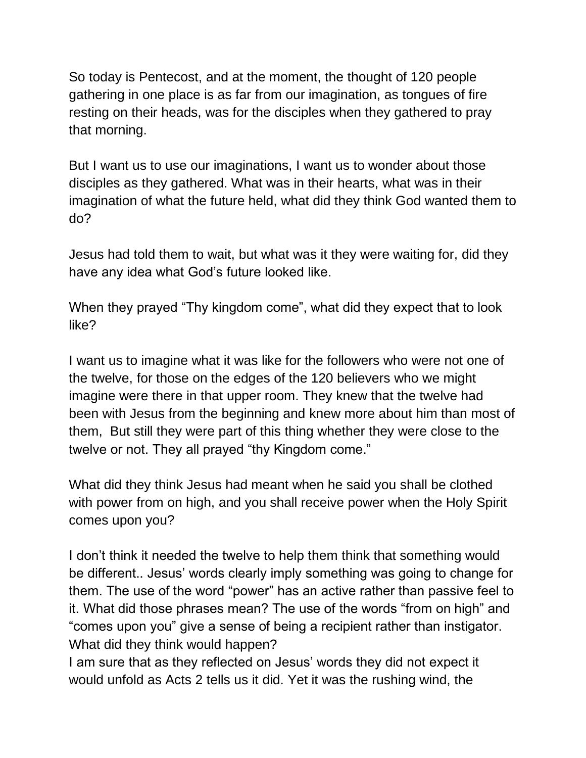So today is Pentecost, and at the moment, the thought of 120 people gathering in one place is as far from our imagination, as tongues of fire resting on their heads, was for the disciples when they gathered to pray that morning.

But I want us to use our imaginations, I want us to wonder about those disciples as they gathered. What was in their hearts, what was in their imagination of what the future held, what did they think God wanted them to do?

Jesus had told them to wait, but what was it they were waiting for, did they have any idea what God's future looked like.

When they prayed "Thy kingdom come", what did they expect that to look like?

I want us to imagine what it was like for the followers who were not one of the twelve, for those on the edges of the 120 believers who we might imagine were there in that upper room. They knew that the twelve had been with Jesus from the beginning and knew more about him than most of them, But still they were part of this thing whether they were close to the twelve or not. They all prayed "thy Kingdom come."

What did they think Jesus had meant when he said you shall be clothed with power from on high, and you shall receive power when the Holy Spirit comes upon you?

I don't think it needed the twelve to help them think that something would be different.. Jesus' words clearly imply something was going to change for them. The use of the word "power" has an active rather than passive feel to it. What did those phrases mean? The use of the words "from on high" and "comes upon you" give a sense of being a recipient rather than instigator. What did they think would happen?
I am sure that as they reflected on Jesus' words they did not expect it would unfold as Acts 2 tells us it did. Yet it was the rushing wind, the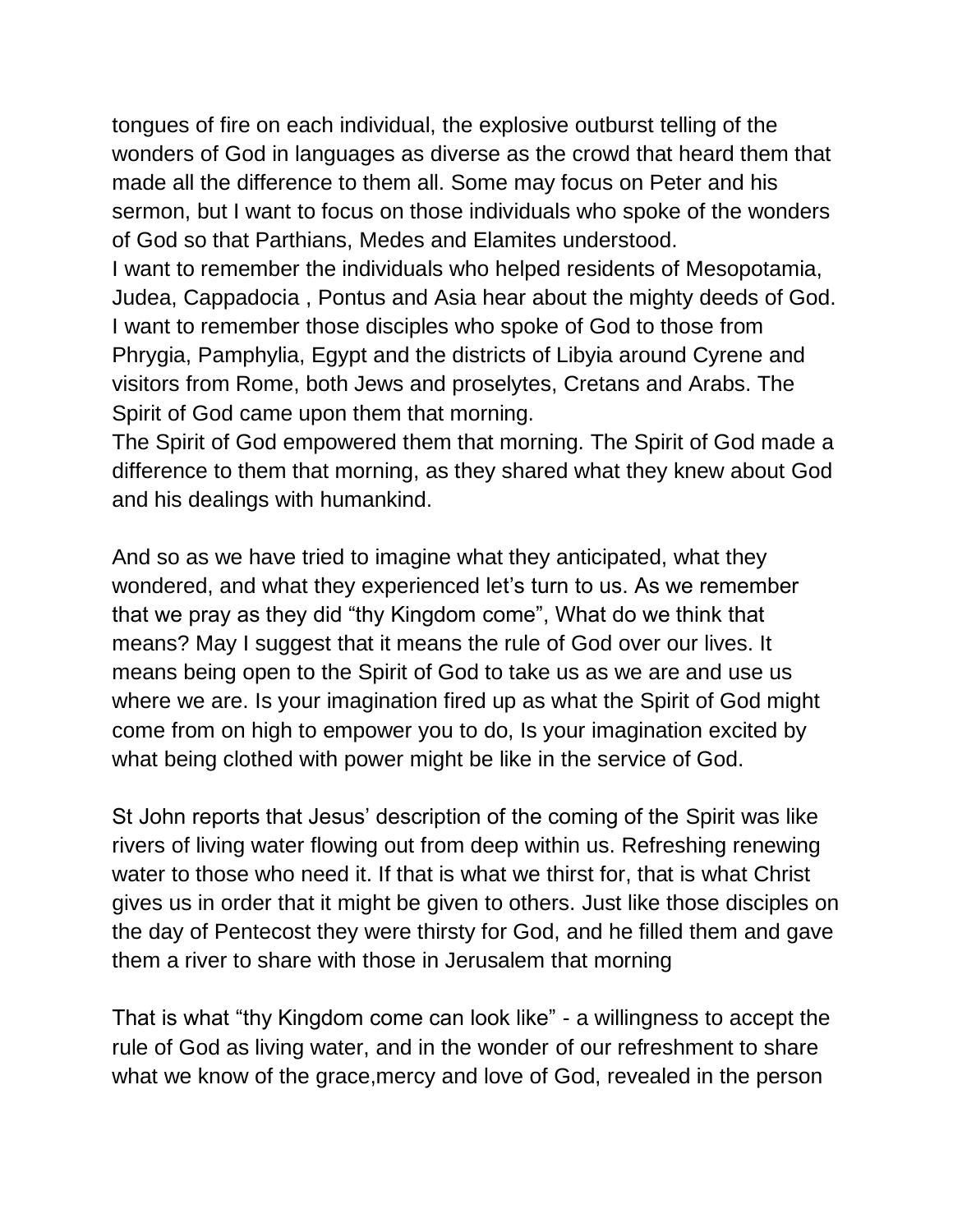tongues of fire on each individual, the explosive outburst telling of the wonders of God in languages as diverse as the crowd that heard them that made all the difference to them all. Some may focus on Peter and his sermon, but I want to focus on those individuals who spoke of the wonders of God so that Parthians, Medes and Elamites understood.
I want to remember the individuals who helped residents of Mesopotamia, Judea, Cappadocia , Pontus and Asia hear about the mighty deeds of God. I want to remember those disciples who spoke of God to those from Phrygia, Pamphylia, Egypt and the districts of Libyia around Cyrene and visitors from Rome, both Jews and proselytes, Cretans and Arabs. The Spirit of God came upon them that morning.
The Spirit of God empowered them that morning. The Spirit of God made a difference to them that morning, as they shared what they knew about God and his dealings with humankind.

And so as we have tried to imagine what they anticipated, what they wondered, and what they experienced let's turn to us. As we remember that we pray as they did "thy Kingdom come", What do we think that means? May I suggest that it means the rule of God over our lives. It means being open to the Spirit of God to take us as we are and use us where we are. Is your imagination fired up as what the Spirit of God might come from on high to empower you to do, Is your imagination excited by what being clothed with power might be like in the service of God.

St John reports that Jesus' description of the coming of the Spirit was like rivers of living water flowing out from deep within us. Refreshing renewing water to those who need it. If that is what we thirst for, that is what Christ gives us in order that it might be given to others. Just like those disciples on the day of Pentecost they were thirsty for God, and he filled them and gave them a river to share with those in Jerusalem that morning

That is what "thy Kingdom come can look like" - a willingness to accept the rule of God as living water, and in the wonder of our refreshment to share what we know of the grace,mercy and love of God, revealed in the person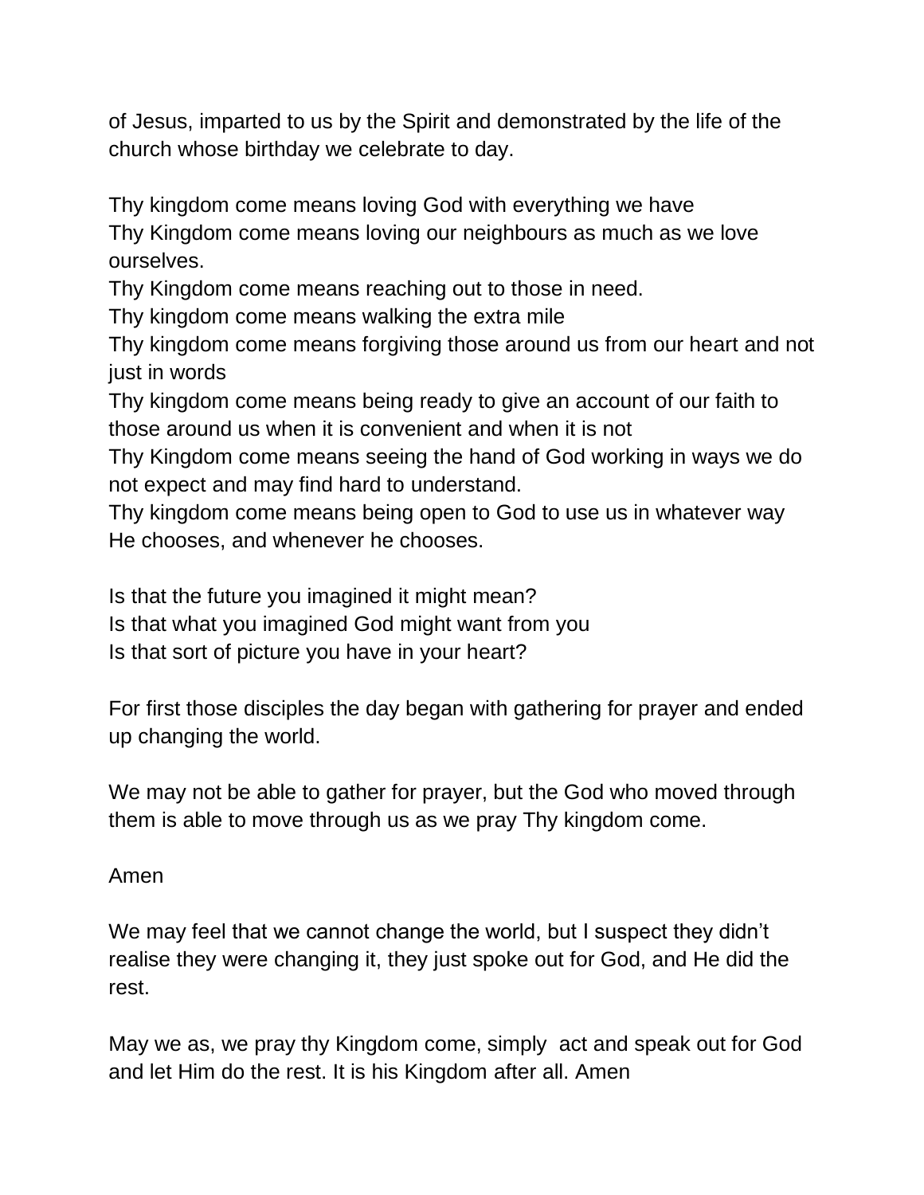of Jesus, imparted to us by the Spirit and demonstrated by the life of the church whose birthday we celebrate to day.

Thy kingdom come means loving God with everything we have
Thy Kingdom come means loving our neighbours as much as we love ourselves.
Thy Kingdom come means reaching out to those in need.
Thy kingdom come means walking the extra mile
Thy kingdom come means forgiving those around us from our heart and not just in words
Thy kingdom come means being ready to give an account of our faith to those around us when it is convenient and when it is not
Thy Kingdom come means seeing the hand of God working in ways we do not expect and may find hard to understand.
Thy kingdom come means being open to God to use us in whatever way He chooses, and whenever he chooses.

Is that the future you imagined it might mean?
Is that what you imagined God might want from you
Is that sort of picture you have in your heart?

For first those disciples the day began with gathering for prayer and ended up changing the world.

We may not be able to gather for prayer, but the God who moved through them is able to move through us as we pray Thy kingdom come.

Amen

We may feel that we cannot change the world, but I suspect they didn't realise they were changing it, they just spoke out for God, and He did the rest.

May we as, we pray thy Kingdom come, simply act and speak out for God and let Him do the rest. It is his Kingdom after all. Amen